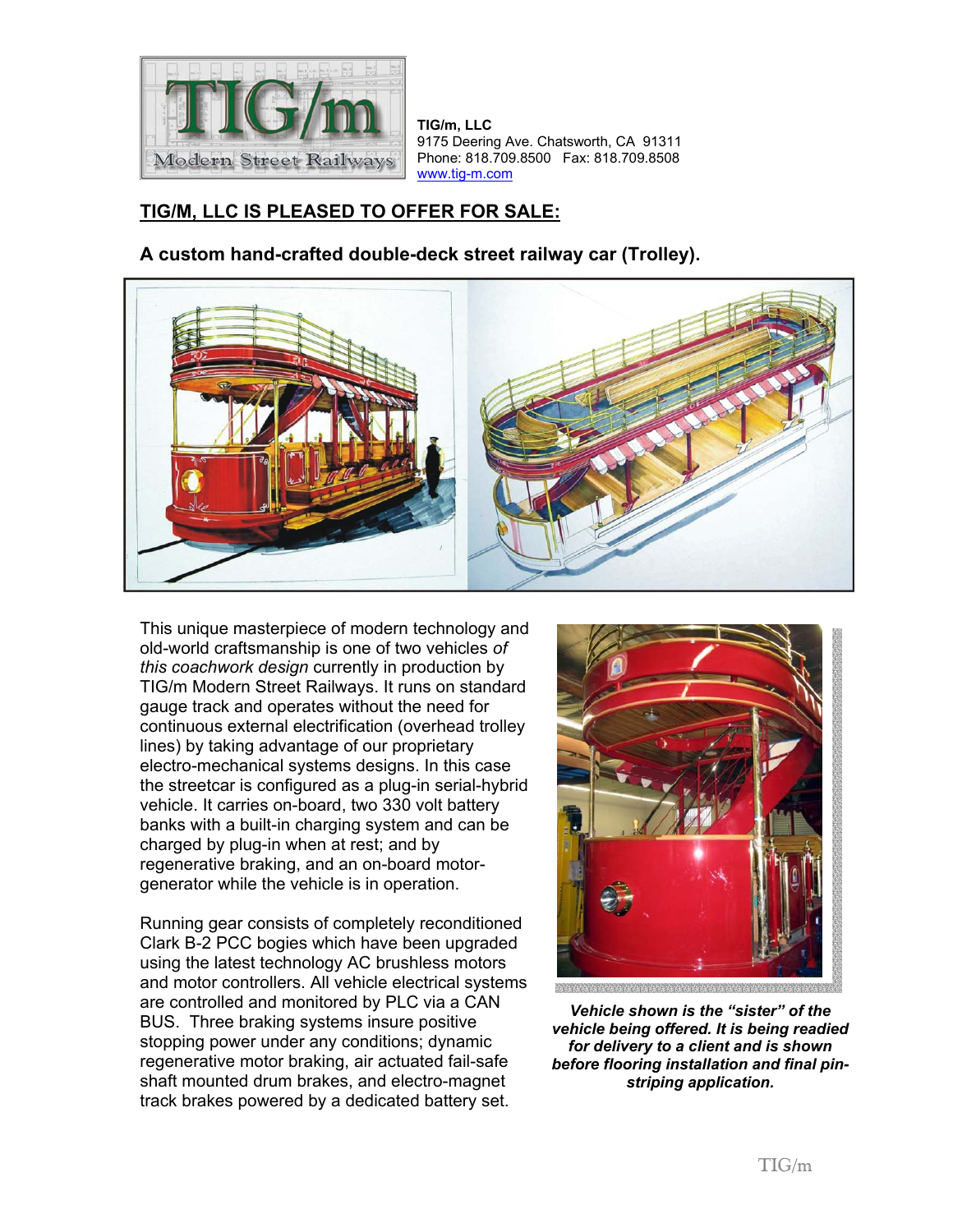TIG/m, LLC
9175 Deering Ave. Chatsworth, CA 91311
Phone: 818.709.8500 Fax: 818.709.8508
www.tig-m.com

## TIG/M, LLC IS PLEASED TO OFFER FOR SALE:

### A custom hand-crafted double-deck street railway car (Trolley).

This unique masterpiece of modern technology and old-world craftsmanship is one of two vehicles *of this coachwork design* currently in production by TIG/m Modern Street Railways. It runs on standard gauge track and operates without the need for continuous external electrification (overhead trolley lines) by taking advantage of our proprietary electro-mechanical systems designs. In this case the streetcar is configured as a plug-in serial-hybrid vehicle. It carries on-board, two 330 volt battery banks with a built-in charging system and can be charged by plug-in when at rest; and by regenerative braking, and an on-board motor-generator while the vehicle is in operation.

Running gear consists of completely reconditioned Clark B-2 PCC bogies which have been upgraded using the latest technology AC brushless motors and motor controllers. All vehicle electrical systems are controlled and monitored by PLC via a CAN BUS. Three braking systems insure positive stopping power under any conditions; dynamic regenerative motor braking, air actuated fail-safe shaft mounted drum brakes, and electro-magnet track brakes powered by a dedicated battery set.

***Vehicle shown is the "sister" of the vehicle being offered. It is being readied for delivery to a client and is shown before flooring installation and final pin-striping application.***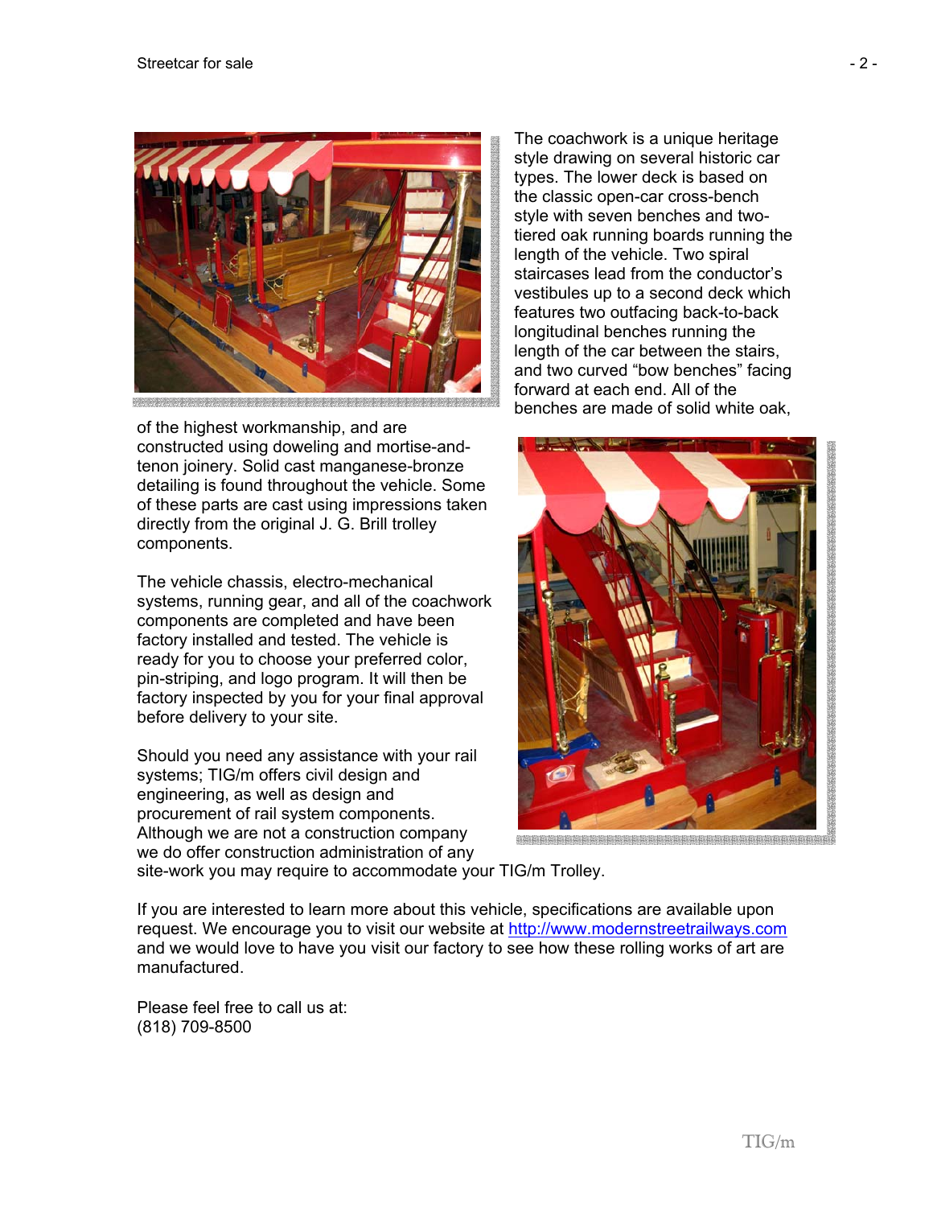The coachwork is a unique heritage style drawing on several historic car types. The lower deck is based on the classic open-car cross-bench style with seven benches and two-tiered oak running boards running the length of the vehicle. Two spiral staircases lead from the conductor's vestibules up to a second deck which features two outfacing back-to-back longitudinal benches running the length of the car between the stairs, and two curved "bow benches" facing forward at each end. All of the benches are made of solid white oak, of the highest workmanship, and are constructed using doweling and mortise-and-tenon joinery. Solid cast manganese-bronze detailing is found throughout the vehicle. Some of these parts are cast using impressions taken directly from the original J. G. Brill trolley components.

The vehicle chassis, electro-mechanical systems, running gear, and all of the coachwork components are completed and have been factory installed and tested. The vehicle is ready for you to choose your preferred color, pin-striping, and logo program. It will then be factory inspected by you for your final approval before delivery to your site.

Should you need any assistance with your rail systems; TIG/m offers civil design and engineering, as well as design and procurement of rail system components. Although we are not a construction company we do offer construction administration of any site-work you may require to accommodate your TIG/m Trolley.

If you are interested to learn more about this vehicle, specifications are available upon request. We encourage you to visit our website at [http://www.modernstreetrailways.com](http://www.modernstreetrailways.com) and we would love to have you visit our factory to see how these rolling works of art are manufactured.

Please feel free to call us at:
(818) 709-8500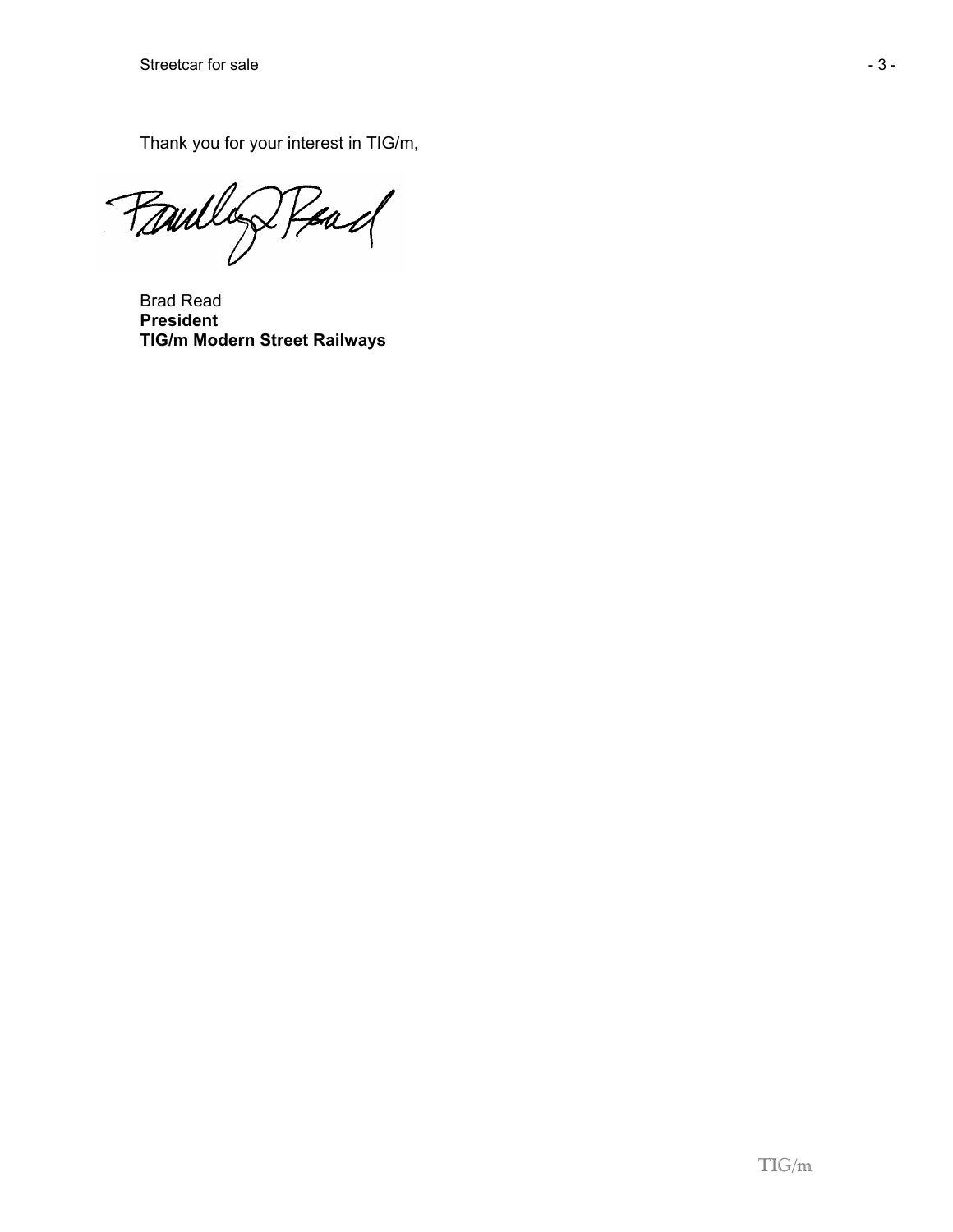Thank you for your interest in TIG/m,

Brad Read
**President**
**TIG/m Modern Street Railways**